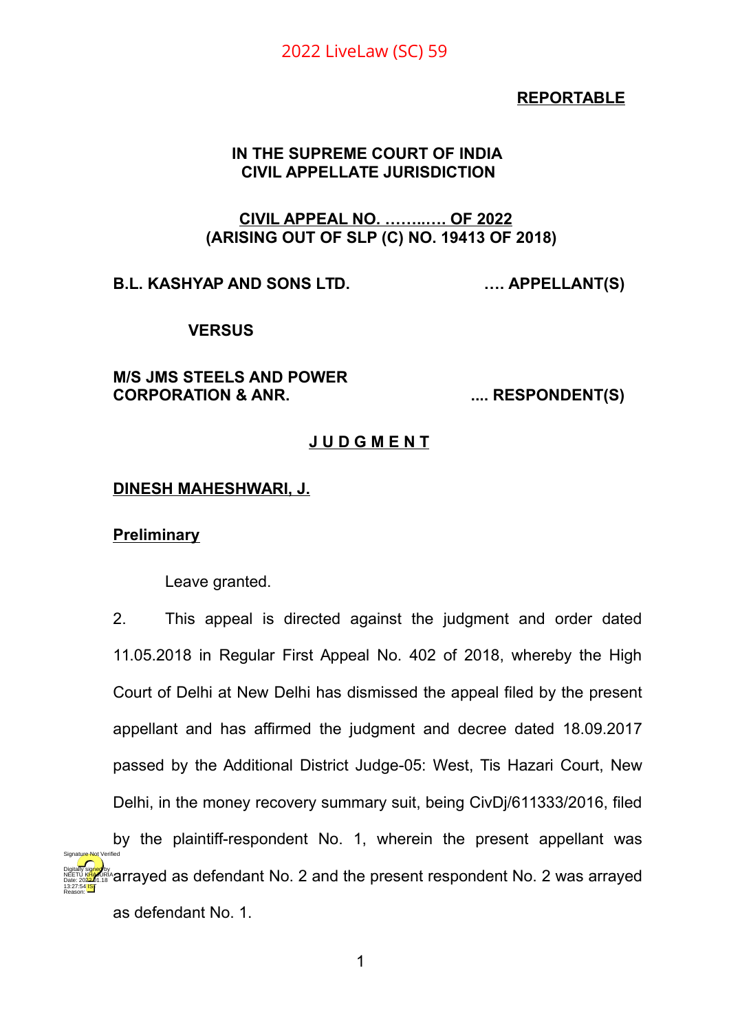2022 LiveLaw (SC) 59

**REPORTABLE**

**IN THE SUPREME COURT OF INDIA**
**CIVIL APPELLATE JURISDICTION**

**CIVIL APPEAL NO. ………… OF 2022**
**(ARISING OUT OF SLP (C) NO. 19413 OF 2018)**

**B.L. KASHYAP AND SONS LTD. …. APPELLANT(S)**

**VERSUS**

**M/S JMS STEELS AND POWER CORPORATION & ANR. …. RESPONDENT(S)**

**J U D G M E N T**

**DINESH MAHESHWARI, J.**

**Preliminary**

Leave granted.

2. This appeal is directed against the judgment and order dated 11.05.2018 in Regular First Appeal No. 402 of 2018, whereby the High Court of Delhi at New Delhi has dismissed the appeal filed by the present appellant and has affirmed the judgment and decree dated 18.09.2017 passed by the Additional District Judge-05: West, Tis Hazari Court, New Delhi, in the money recovery summary suit, being CivDj/611333/2016, filed by the plaintiff-respondent No. 1, wherein the present appellant was arrayed as defendant No. 2 and the present respondent No. 2 was arrayed as defendant No. 1.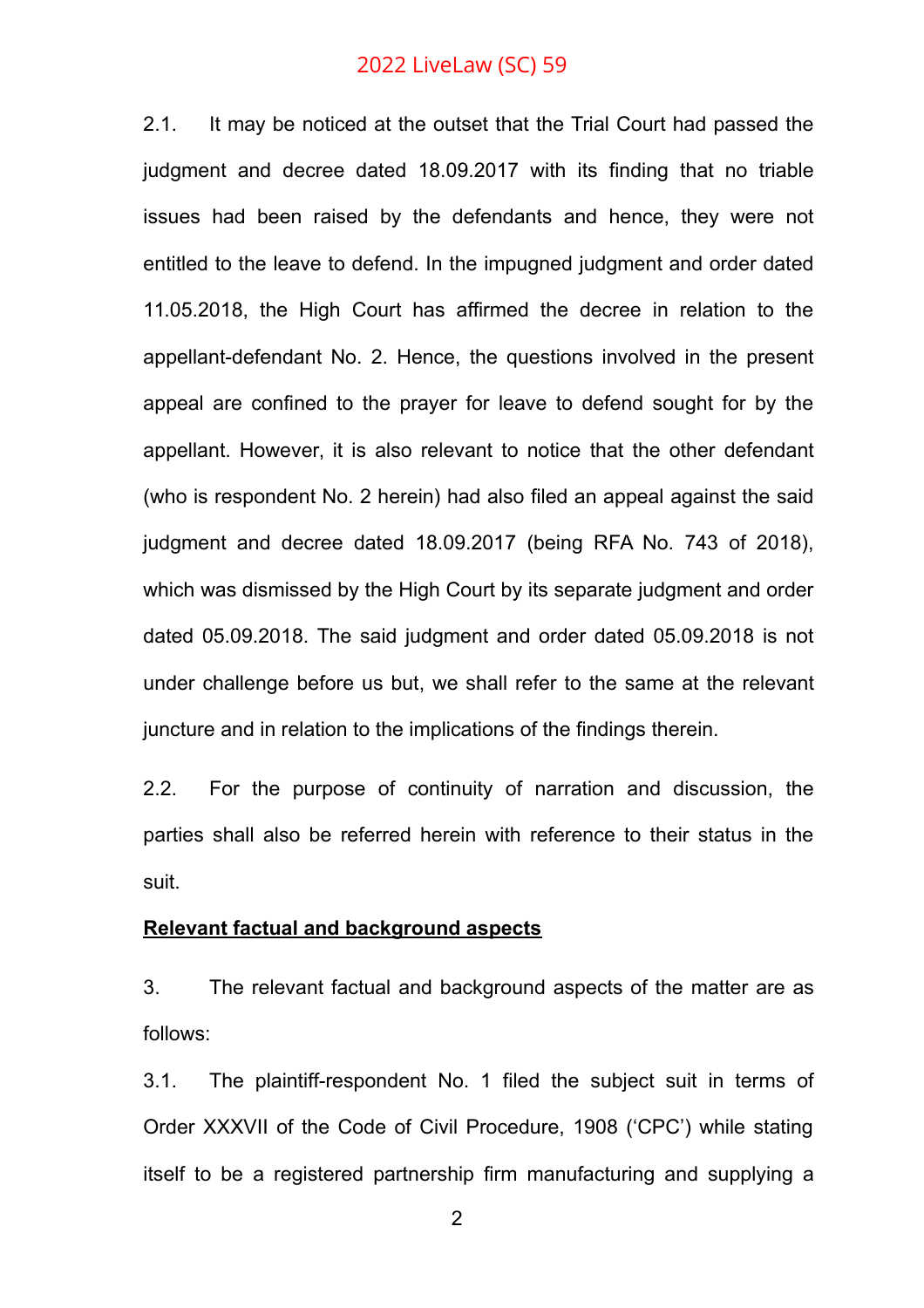2.1. It may be noticed at the outset that the Trial Court had passed the judgment and decree dated 18.09.2017 with its finding that no triable issues had been raised by the defendants and hence, they were not entitled to the leave to defend. In the impugned judgment and order dated 11.05.2018, the High Court has affirmed the decree in relation to the appellant-defendant No. 2. Hence, the questions involved in the present appeal are confined to the prayer for leave to defend sought for by the appellant. However, it is also relevant to notice that the other defendant (who is respondent No. 2 herein) had also filed an appeal against the said judgment and decree dated 18.09.2017 (being RFA No. 743 of 2018), which was dismissed by the High Court by its separate judgment and order dated 05.09.2018. The said judgment and order dated 05.09.2018 is not under challenge before us but, we shall refer to the same at the relevant juncture and in relation to the implications of the findings therein.

2.2. For the purpose of continuity of narration and discussion, the parties shall also be referred herein with reference to their status in the suit.

**<u>Relevant factual and background aspects</u>**

3. The relevant factual and background aspects of the matter are as follows:

3.1. The plaintiff-respondent No. 1 filed the subject suit in terms of Order XXXVII of the Code of Civil Procedure, 1908 ('CPC') while stating itself to be a registered partnership firm manufacturing and supplying a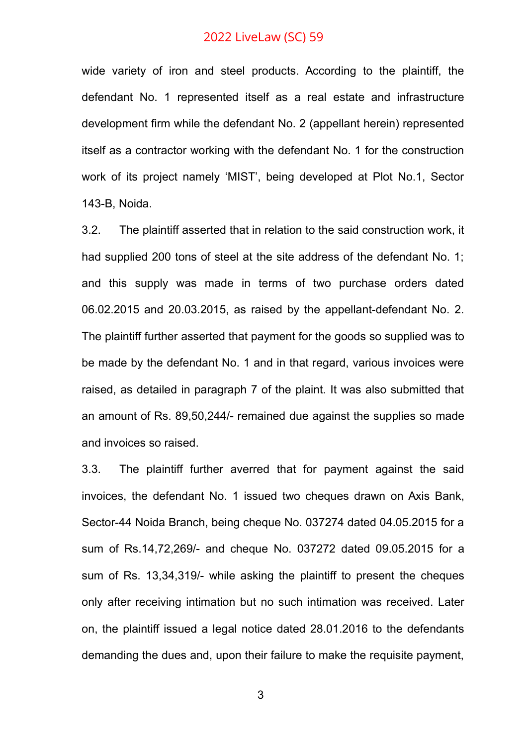wide variety of iron and steel products. According to the plaintiff, the defendant No. 1 represented itself as a real estate and infrastructure development firm while the defendant No. 2 (appellant herein) represented itself as a contractor working with the defendant No. 1 for the construction work of its project namely 'MIST', being developed at Plot No.1, Sector 143-B, Noida.

3.2. The plaintiff asserted that in relation to the said construction work, it had supplied 200 tons of steel at the site address of the defendant No. 1; and this supply was made in terms of two purchase orders dated 06.02.2015 and 20.03.2015, as raised by the appellant-defendant No. 2. The plaintiff further asserted that payment for the goods so supplied was to be made by the defendant No. 1 and in that regard, various invoices were raised, as detailed in paragraph 7 of the plaint. It was also submitted that an amount of Rs. 89,50,244/- remained due against the supplies so made and invoices so raised.

3.3. The plaintiff further averred that for payment against the said invoices, the defendant No. 1 issued two cheques drawn on Axis Bank, Sector-44 Noida Branch, being cheque No. 037274 dated 04.05.2015 for a sum of Rs.14,72,269/- and cheque No. 037272 dated 09.05.2015 for a sum of Rs. 13,34,319/- while asking the plaintiff to present the cheques only after receiving intimation but no such intimation was received. Later on, the plaintiff issued a legal notice dated 28.01.2016 to the defendants demanding the dues and, upon their failure to make the requisite payment,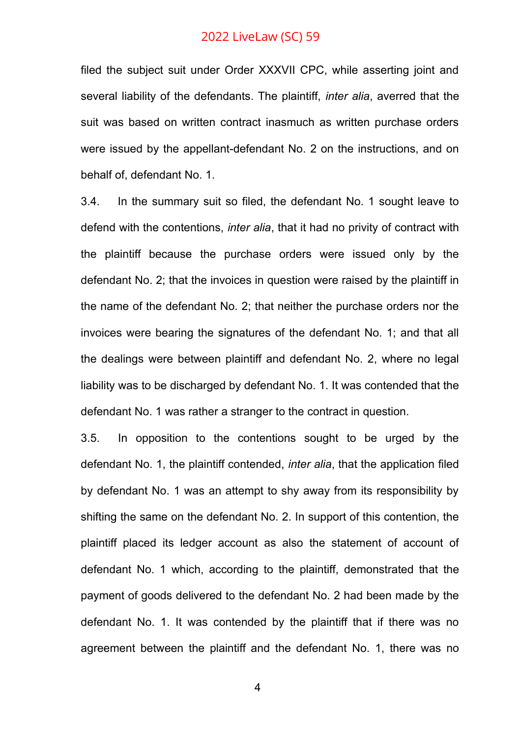filed the subject suit under Order XXXVII CPC, while asserting joint and several liability of the defendants. The plaintiff, *inter alia*, averred that the suit was based on written contract inasmuch as written purchase orders were issued by the appellant-defendant No. 2 on the instructions, and on behalf of, defendant No. 1.

3.4. In the summary suit so filed, the defendant No. 1 sought leave to defend with the contentions, *inter alia*, that it had no privity of contract with the plaintiff because the purchase orders were issued only by the defendant No. 2; that the invoices in question were raised by the plaintiff in the name of the defendant No. 2; that neither the purchase orders nor the invoices were bearing the signatures of the defendant No. 1; and that all the dealings were between plaintiff and defendant No. 2, where no legal liability was to be discharged by defendant No. 1. It was contended that the defendant No. 1 was rather a stranger to the contract in question.

3.5. In opposition to the contentions sought to be urged by the defendant No. 1, the plaintiff contended, *inter alia*, that the application filed by defendant No. 1 was an attempt to shy away from its responsibility by shifting the same on the defendant No. 2. In support of this contention, the plaintiff placed its ledger account as also the statement of account of defendant No. 1 which, according to the plaintiff, demonstrated that the payment of goods delivered to the defendant No. 2 had been made by the defendant No. 1. It was contended by the plaintiff that if there was no agreement between the plaintiff and the defendant No. 1, there was no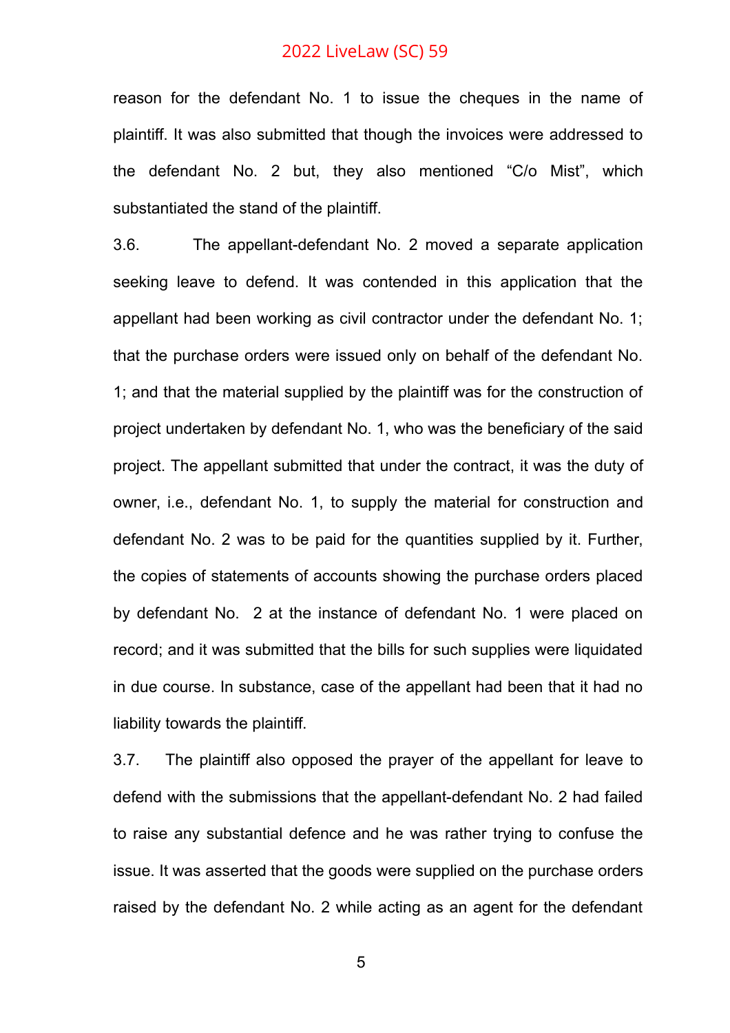reason for the defendant No. 1 to issue the cheques in the name of plaintiff. It was also submitted that though the invoices were addressed to the defendant No. 2 but, they also mentioned "C/o Mist", which substantiated the stand of the plaintiff.

3.6. The appellant-defendant No. 2 moved a separate application seeking leave to defend. It was contended in this application that the appellant had been working as civil contractor under the defendant No. 1; that the purchase orders were issued only on behalf of the defendant No. 1; and that the material supplied by the plaintiff was for the construction of project undertaken by defendant No. 1, who was the beneficiary of the said project. The appellant submitted that under the contract, it was the duty of owner, i.e., defendant No. 1, to supply the material for construction and defendant No. 2 was to be paid for the quantities supplied by it. Further, the copies of statements of accounts showing the purchase orders placed by defendant No. 2 at the instance of defendant No. 1 were placed on record; and it was submitted that the bills for such supplies were liquidated in due course. In substance, case of the appellant had been that it had no liability towards the plaintiff.

3.7. The plaintiff also opposed the prayer of the appellant for leave to defend with the submissions that the appellant-defendant No. 2 had failed to raise any substantial defence and he was rather trying to confuse the issue. It was asserted that the goods were supplied on the purchase orders raised by the defendant No. 2 while acting as an agent for the defendant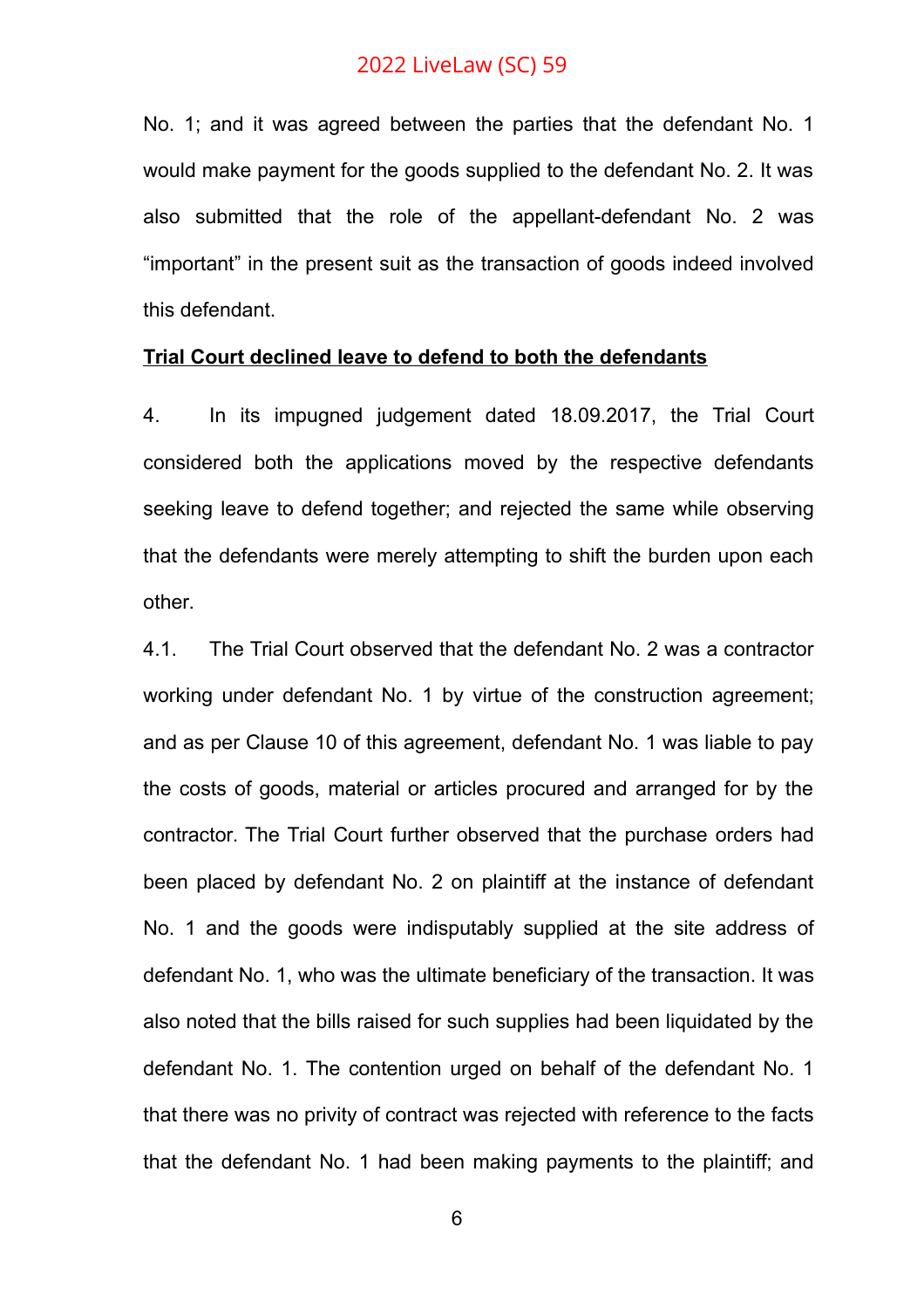No. 1; and it was agreed between the parties that the defendant No. 1 would make payment for the goods supplied to the defendant No. 2. It was also submitted that the role of the appellant-defendant No. 2 was “important” in the present suit as the transaction of goods indeed involved this defendant.

**Trial Court declined leave to defend to both the defendants**

4. In its impugned judgement dated 18.09.2017, the Trial Court considered both the applications moved by the respective defendants seeking leave to defend together; and rejected the same while observing that the defendants were merely attempting to shift the burden upon each other.

4.1. The Trial Court observed that the defendant No. 2 was a contractor working under defendant No. 1 by virtue of the construction agreement; and as per Clause 10 of this agreement, defendant No. 1 was liable to pay the costs of goods, material or articles procured and arranged for by the contractor. The Trial Court further observed that the purchase orders had been placed by defendant No. 2 on plaintiff at the instance of defendant No. 1 and the goods were indisputably supplied at the site address of defendant No. 1, who was the ultimate beneficiary of the transaction. It was also noted that the bills raised for such supplies had been liquidated by the defendant No. 1. The contention urged on behalf of the defendant No. 1 that there was no privity of contract was rejected with reference to the facts that the defendant No. 1 had been making payments to the plaintiff; and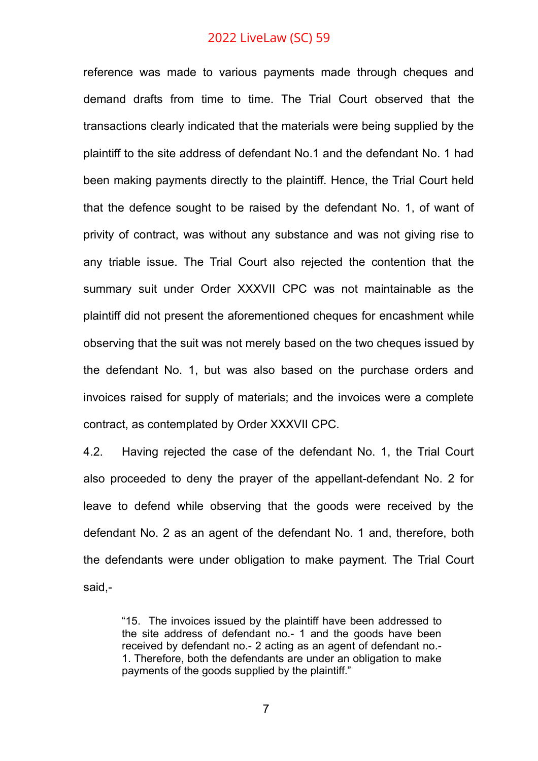reference was made to various payments made through cheques and demand drafts from time to time. The Trial Court observed that the transactions clearly indicated that the materials were being supplied by the plaintiff to the site address of defendant No.1 and the defendant No. 1 had been making payments directly to the plaintiff. Hence, the Trial Court held that the defence sought to be raised by the defendant No. 1, of want of privity of contract, was without any substance and was not giving rise to any triable issue. The Trial Court also rejected the contention that the summary suit under Order XXXVII CPC was not maintainable as the plaintiff did not present the aforementioned cheques for encashment while observing that the suit was not merely based on the two cheques issued by the defendant No. 1, but was also based on the purchase orders and invoices raised for supply of materials; and the invoices were a complete contract, as contemplated by Order XXXVII CPC.

4.2. Having rejected the case of the defendant No. 1, the Trial Court also proceeded to deny the prayer of the appellant-defendant No. 2 for leave to defend while observing that the goods were received by the defendant No. 2 as an agent of the defendant No. 1 and, therefore, both the defendants were under obligation to make payment. The Trial Court said,-

> "15. The invoices issued by the plaintiff have been addressed to the site address of defendant no.- 1 and the goods have been received by defendant no.- 2 acting as an agent of defendant no.- 1. Therefore, both the defendants are under an obligation to make payments of the goods supplied by the plaintiff."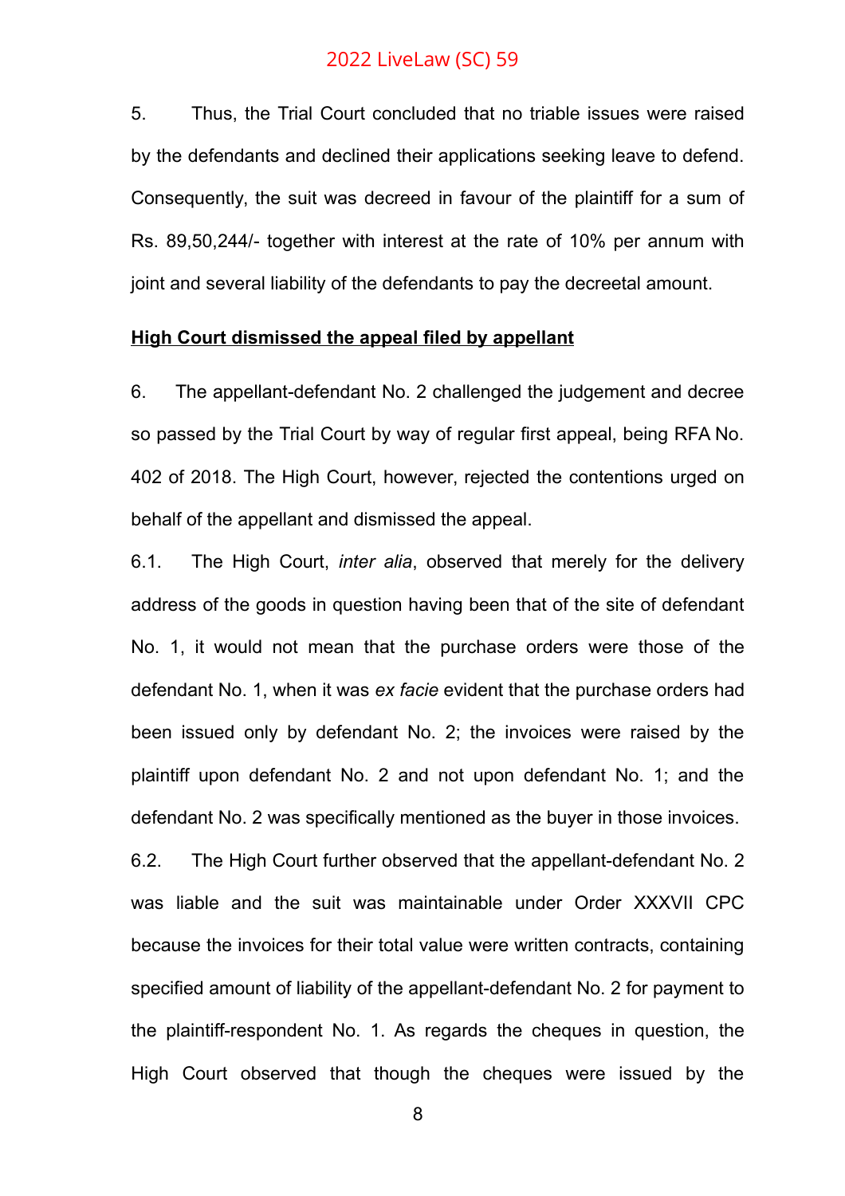5. Thus, the Trial Court concluded that no triable issues were raised by the defendants and declined their applications seeking leave to defend. Consequently, the suit was decreed in favour of the plaintiff for a sum of Rs. 89,50,244/- together with interest at the rate of 10% per annum with joint and several liability of the defendants to pay the decreetal amount.

**High Court dismissed the appeal filed by appellant**

6. The appellant-defendant No. 2 challenged the judgement and decree so passed by the Trial Court by way of regular first appeal, being RFA No. 402 of 2018. The High Court, however, rejected the contentions urged on behalf of the appellant and dismissed the appeal.

6.1. The High Court, *inter alia*, observed that merely for the delivery address of the goods in question having been that of the site of defendant No. 1, it would not mean that the purchase orders were those of the defendant No. 1, when it was *ex facie* evident that the purchase orders had been issued only by defendant No. 2; the invoices were raised by the plaintiff upon defendant No. 2 and not upon defendant No. 1; and the defendant No. 2 was specifically mentioned as the buyer in those invoices.

6.2. The High Court further observed that the appellant-defendant No. 2 was liable and the suit was maintainable under Order XXXVII CPC because the invoices for their total value were written contracts, containing specified amount of liability of the appellant-defendant No. 2 for payment to the plaintiff-respondent No. 1. As regards the cheques in question, the High Court observed that though the cheques were issued by the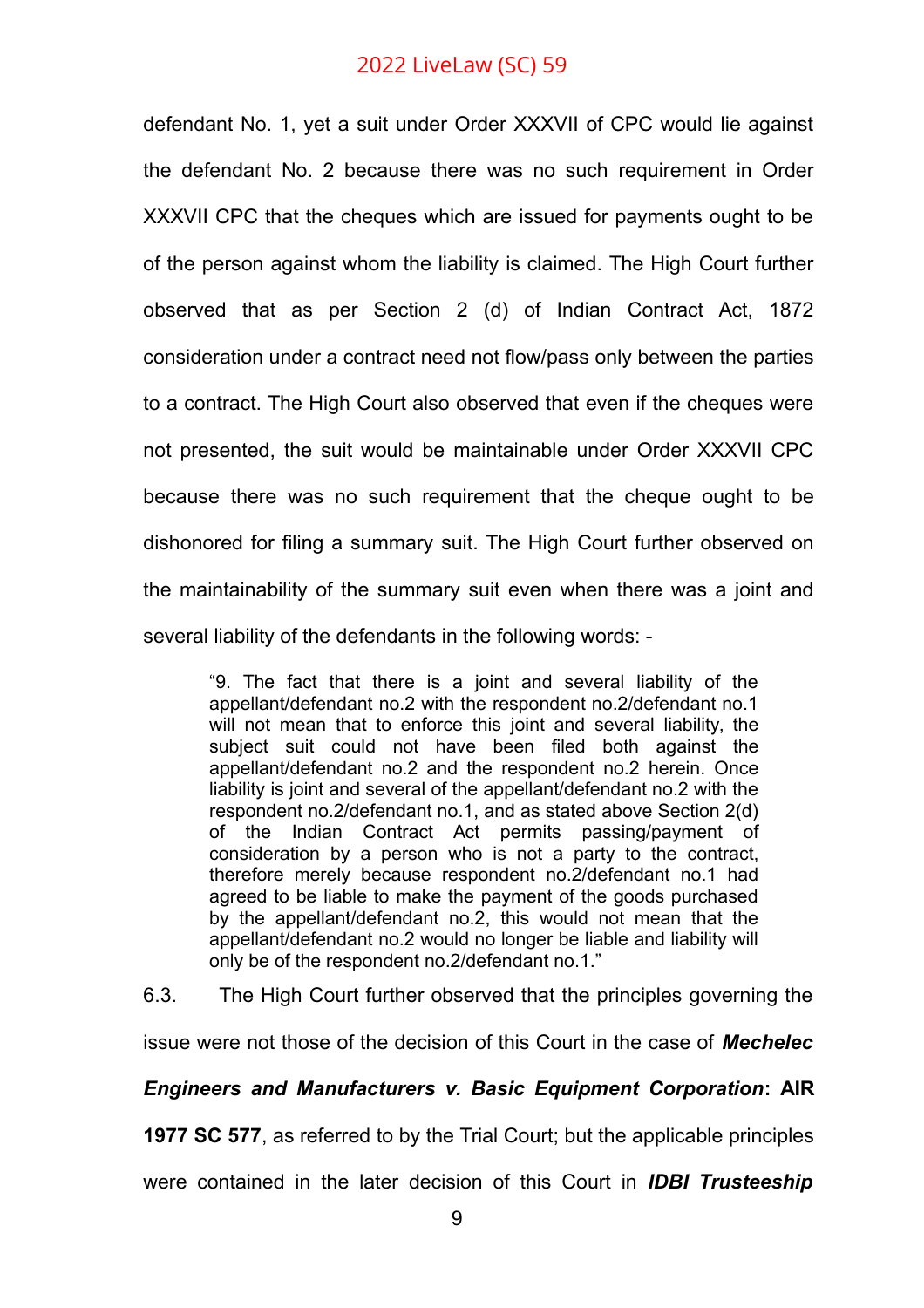defendant No. 1, yet a suit under Order XXXVII of CPC would lie against the defendant No. 2 because there was no such requirement in Order XXXVII CPC that the cheques which are issued for payments ought to be of the person against whom the liability is claimed. The High Court further observed that as per Section 2 (d) of Indian Contract Act, 1872 consideration under a contract need not flow/pass only between the parties to a contract. The High Court also observed that even if the cheques were not presented, the suit would be maintainable under Order XXXVII CPC because there was no such requirement that the cheque ought to be dishonored for filing a summary suit. The High Court further observed on the maintainability of the summary suit even when there was a joint and several liability of the defendants in the following words: -

> "9. The fact that there is a joint and several liability of the appellant/defendant no.2 with the respondent no.2/defendant no.1 will not mean that to enforce this joint and several liability, the subject suit could not have been filed both against the appellant/defendant no.2 and the respondent no.2 herein. Once liability is joint and several of the appellant/defendant no.2 with the respondent no.2/defendant no.1, and as stated above Section 2(d) of the Indian Contract Act permits passing/payment of consideration by a person who is not a party to the contract, therefore merely because respondent no.2/defendant no.1 had agreed to be liable to make the payment of the goods purchased by the appellant/defendant no.2, this would not mean that the appellant/defendant no.2 would no longer be liable and liability will only be of the respondent no.2/defendant no.1."

6.3. The High Court further observed that the principles governing the issue were not those of the decision of this Court in the case of ***Mechelec Engineers and Manufacturers v. Basic Equipment Corporation*: AIR 1977 SC 577**, as referred to by the Trial Court; but the applicable principles were contained in the later decision of this Court in ***IDBI Trusteeship***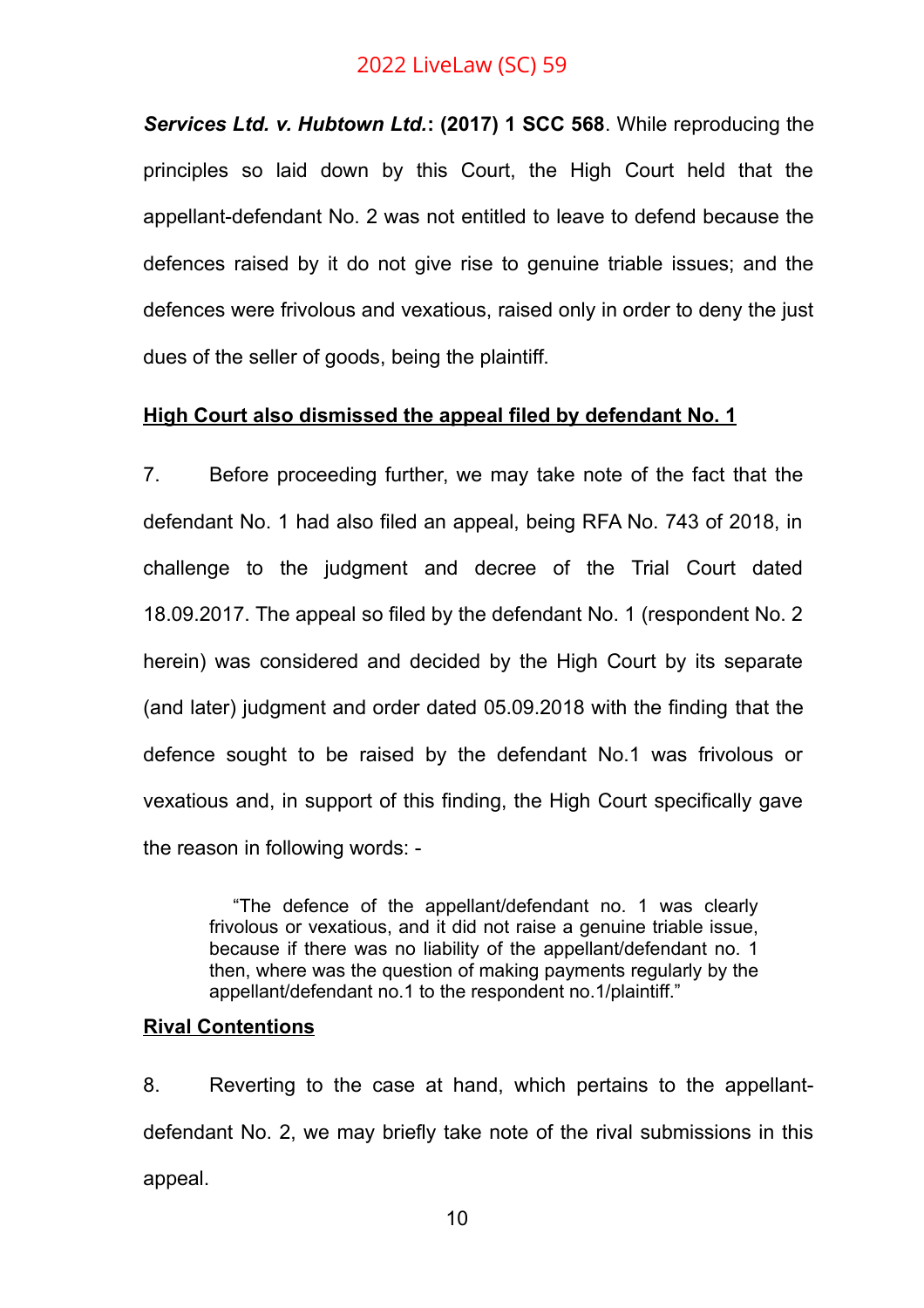***Services Ltd. v. Hubtown Ltd.*****: (2017) 1 SCC 568**. While reproducing the principles so laid down by this Court, the High Court held that the appellant-defendant No. 2 was not entitled to leave to defend because the defences raised by it do not give rise to genuine triable issues; and the defences were frivolous and vexatious, raised only in order to deny the just dues of the seller of goods, being the plaintiff.

**<u>High Court also dismissed the appeal filed by defendant No. 1</u>**

7. Before proceeding further, we may take note of the fact that the defendant No. 1 had also filed an appeal, being RFA No. 743 of 2018, in challenge to the judgment and decree of the Trial Court dated 18.09.2017. The appeal so filed by the defendant No. 1 (respondent No. 2 herein) was considered and decided by the High Court by its separate (and later) judgment and order dated 05.09.2018 with the finding that the defence sought to be raised by the defendant No.1 was frivolous or vexatious and, in support of this finding, the High Court specifically gave the reason in following words: -

> "The defence of the appellant/defendant no. 1 was clearly frivolous or vexatious, and it did not raise a genuine triable issue, because if there was no liability of the appellant/defendant no. 1 then, where was the question of making payments regularly by the appellant/defendant no.1 to the respondent no.1/plaintiff."

**<u>Rival Contentions</u>**

8. Reverting to the case at hand, which pertains to the appellant-defendant No. 2, we may briefly take note of the rival submissions in this appeal.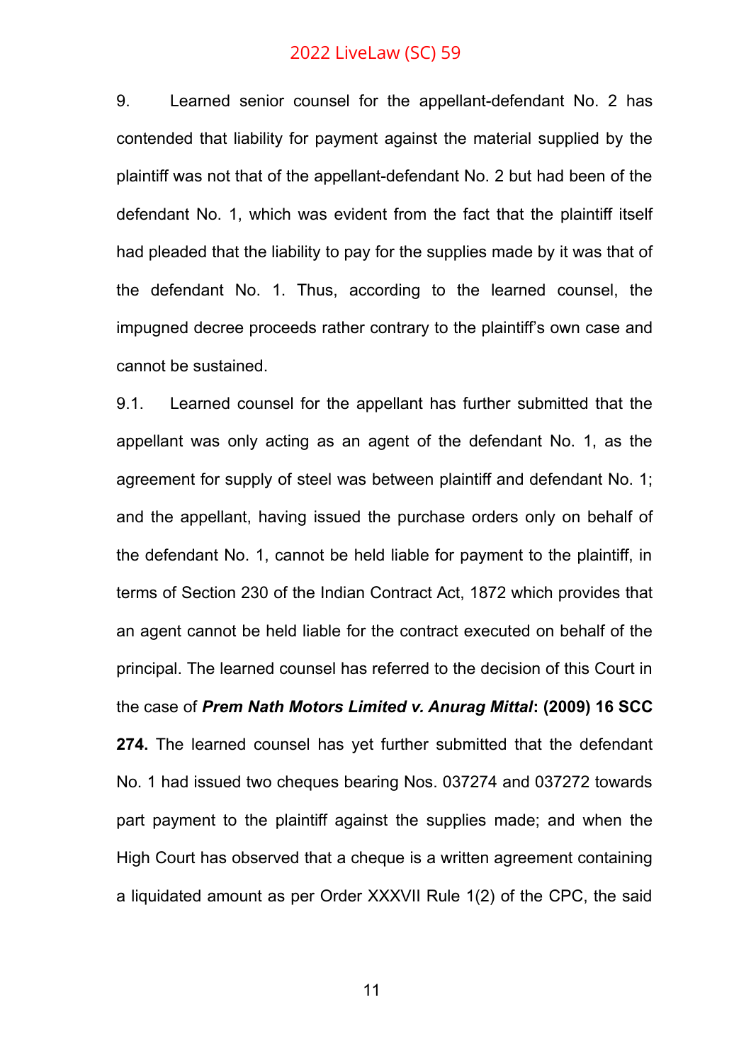9. Learned senior counsel for the appellant-defendant No. 2 has contended that liability for payment against the material supplied by the plaintiff was not that of the appellant-defendant No. 2 but had been of the defendant No. 1, which was evident from the fact that the plaintiff itself had pleaded that the liability to pay for the supplies made by it was that of the defendant No. 1. Thus, according to the learned counsel, the impugned decree proceeds rather contrary to the plaintiff's own case and cannot be sustained.

9.1. Learned counsel for the appellant has further submitted that the appellant was only acting as an agent of the defendant No. 1, as the agreement for supply of steel was between plaintiff and defendant No. 1; and the appellant, having issued the purchase orders only on behalf of the defendant No. 1, cannot be held liable for payment to the plaintiff, in terms of Section 230 of the Indian Contract Act, 1872 which provides that an agent cannot be held liable for the contract executed on behalf of the principal. The learned counsel has referred to the decision of this Court in the case of ***Prem Nath Motors Limited v. Anurag Mittal*****: (2009) 16 SCC 274.** The learned counsel has yet further submitted that the defendant No. 1 had issued two cheques bearing Nos. 037274 and 037272 towards part payment to the plaintiff against the supplies made; and when the High Court has observed that a cheque is a written agreement containing a liquidated amount as per Order XXXVII Rule 1(2) of the CPC, the said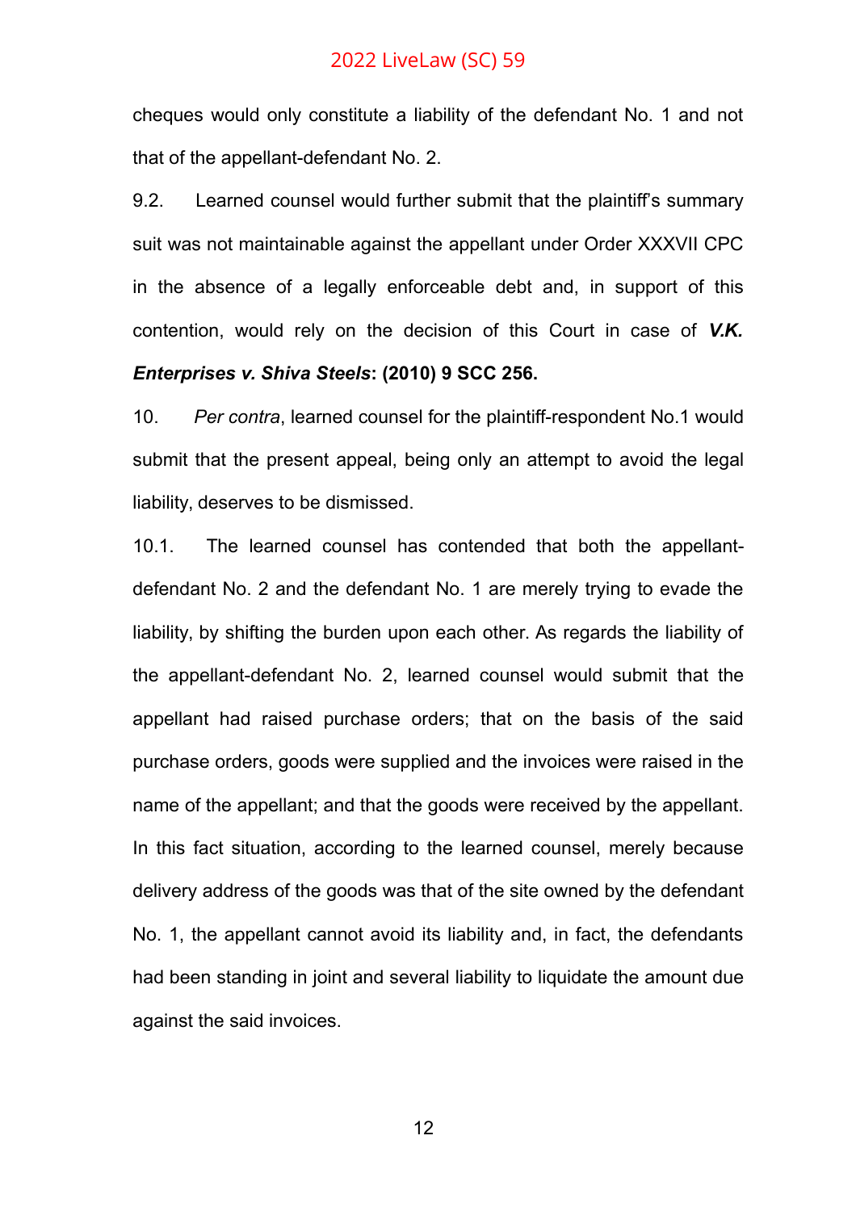cheques would only constitute a liability of the defendant No. 1 and not that of the appellant-defendant No. 2.

9.2. Learned counsel would further submit that the plaintiff's summary suit was not maintainable against the appellant under Order XXXVII CPC in the absence of a legally enforceable debt and, in support of this contention, would rely on the decision of this Court in case of ***V.K. Enterprises v. Shiva Steels*: (2010) 9 SCC 256.**

10. *Per contra*, learned counsel for the plaintiff-respondent No.1 would submit that the present appeal, being only an attempt to avoid the legal liability, deserves to be dismissed.

10.1. The learned counsel has contended that both the appellant-defendant No. 2 and the defendant No. 1 are merely trying to evade the liability, by shifting the burden upon each other. As regards the liability of the appellant-defendant No. 2, learned counsel would submit that the appellant had raised purchase orders; that on the basis of the said purchase orders, goods were supplied and the invoices were raised in the name of the appellant; and that the goods were received by the appellant. In this fact situation, according to the learned counsel, merely because delivery address of the goods was that of the site owned by the defendant No. 1, the appellant cannot avoid its liability and, in fact, the defendants had been standing in joint and several liability to liquidate the amount due against the said invoices.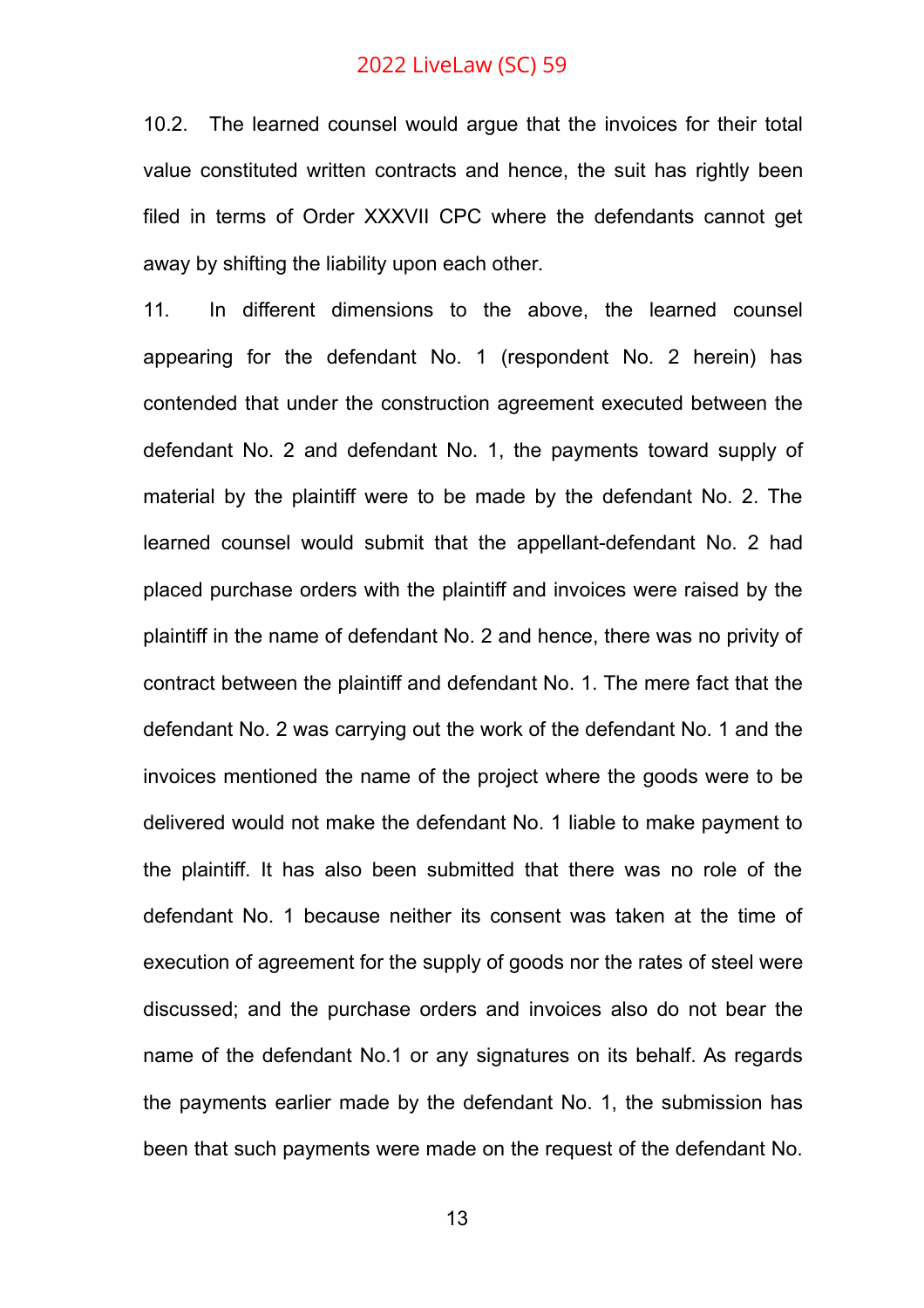10.2. The learned counsel would argue that the invoices for their total value constituted written contracts and hence, the suit has rightly been filed in terms of Order XXXVII CPC where the defendants cannot get away by shifting the liability upon each other.

11. In different dimensions to the above, the learned counsel appearing for the defendant No. 1 (respondent No. 2 herein) has contended that under the construction agreement executed between the defendant No. 2 and defendant No. 1, the payments toward supply of material by the plaintiff were to be made by the defendant No. 2. The learned counsel would submit that the appellant-defendant No. 2 had placed purchase orders with the plaintiff and invoices were raised by the plaintiff in the name of defendant No. 2 and hence, there was no privity of contract between the plaintiff and defendant No. 1. The mere fact that the defendant No. 2 was carrying out the work of the defendant No. 1 and the invoices mentioned the name of the project where the goods were to be delivered would not make the defendant No. 1 liable to make payment to the plaintiff. It has also been submitted that there was no role of the defendant No. 1 because neither its consent was taken at the time of execution of agreement for the supply of goods nor the rates of steel were discussed; and the purchase orders and invoices also do not bear the name of the defendant No.1 or any signatures on its behalf. As regards the payments earlier made by the defendant No. 1, the submission has been that such payments were made on the request of the defendant No.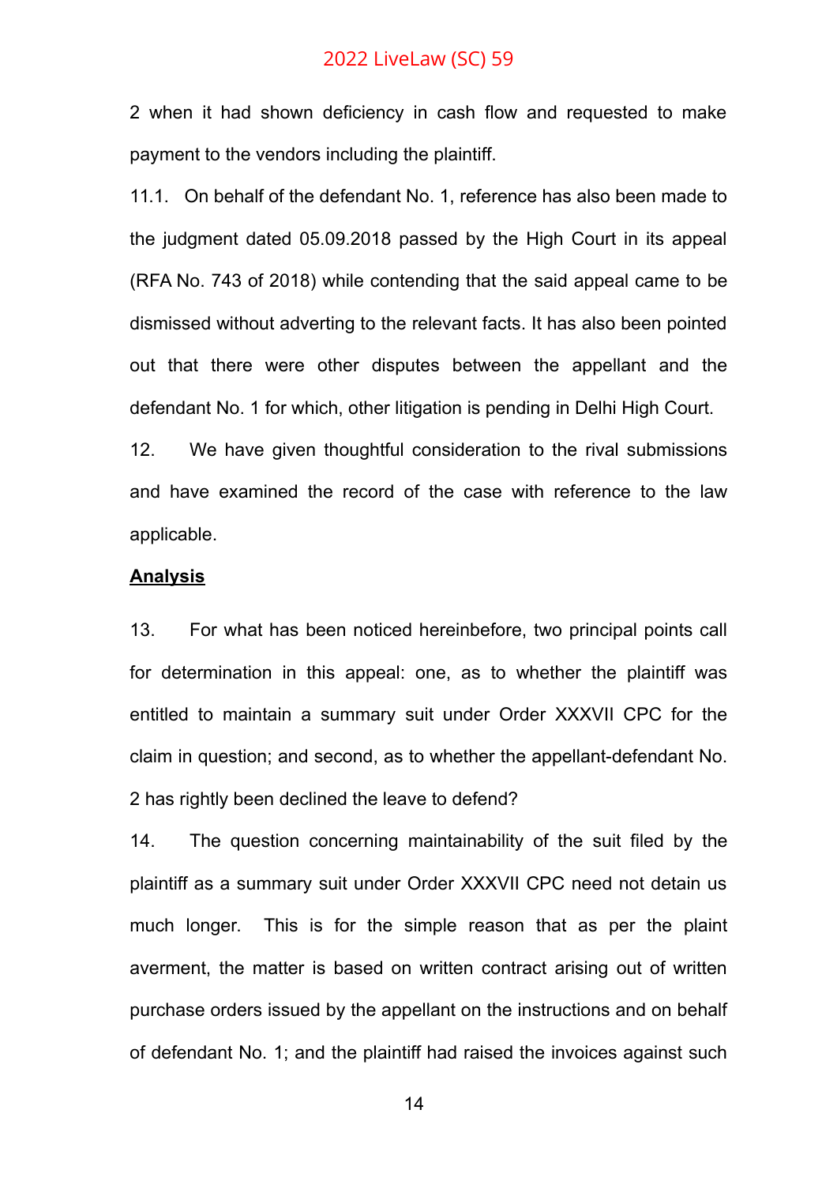2 when it had shown deficiency in cash flow and requested to make payment to the vendors including the plaintiff.

11.1. On behalf of the defendant No. 1, reference has also been made to the judgment dated 05.09.2018 passed by the High Court in its appeal (RFA No. 743 of 2018) while contending that the said appeal came to be dismissed without adverting to the relevant facts. It has also been pointed out that there were other disputes between the appellant and the defendant No. 1 for which, other litigation is pending in Delhi High Court.

12. We have given thoughtful consideration to the rival submissions and have examined the record of the case with reference to the law applicable.

**Analysis**

13. For what has been noticed hereinbefore, two principal points call for determination in this appeal: one, as to whether the plaintiff was entitled to maintain a summary suit under Order XXXVII CPC for the claim in question; and second, as to whether the appellant-defendant No. 2 has rightly been declined the leave to defend?

14. The question concerning maintainability of the suit filed by the plaintiff as a summary suit under Order XXXVII CPC need not detain us much longer. This is for the simple reason that as per the plaint averment, the matter is based on written contract arising out of written purchase orders issued by the appellant on the instructions and on behalf of defendant No. 1; and the plaintiff had raised the invoices against such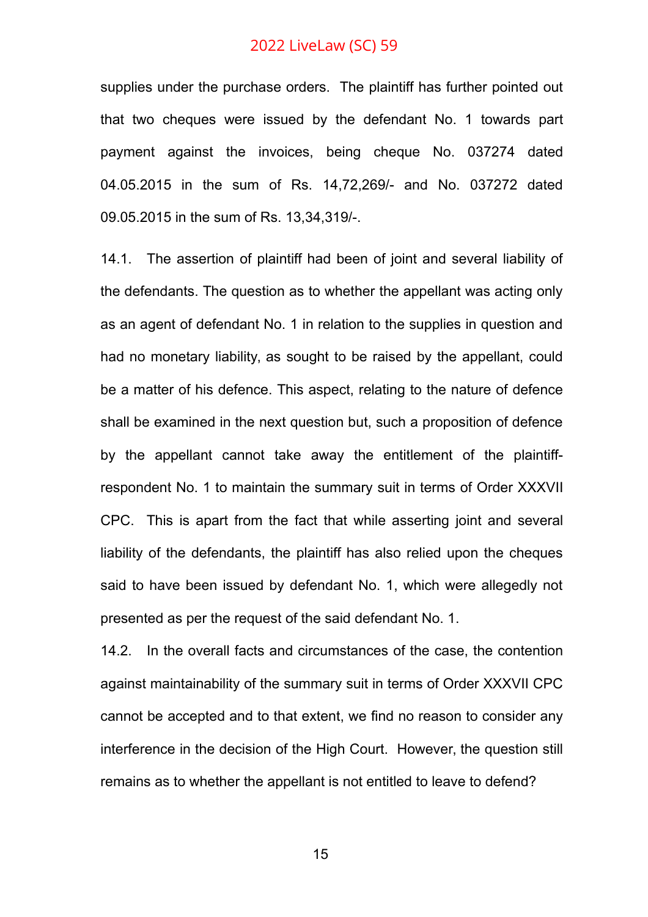supplies under the purchase orders. The plaintiff has further pointed out that two cheques were issued by the defendant No. 1 towards part payment against the invoices, being cheque No. 037274 dated 04.05.2015 in the sum of Rs. 14,72,269/- and No. 037272 dated 09.05.2015 in the sum of Rs. 13,34,319/-.

14.1. The assertion of plaintiff had been of joint and several liability of the defendants. The question as to whether the appellant was acting only as an agent of defendant No. 1 in relation to the supplies in question and had no monetary liability, as sought to be raised by the appellant, could be a matter of his defence. This aspect, relating to the nature of defence shall be examined in the next question but, such a proposition of defence by the appellant cannot take away the entitlement of the plaintiff-respondent No. 1 to maintain the summary suit in terms of Order XXXVII CPC. This is apart from the fact that while asserting joint and several liability of the defendants, the plaintiff has also relied upon the cheques said to have been issued by defendant No. 1, which were allegedly not presented as per the request of the said defendant No. 1.

14.2. In the overall facts and circumstances of the case, the contention against maintainability of the summary suit in terms of Order XXXVII CPC cannot be accepted and to that extent, we find no reason to consider any interference in the decision of the High Court. However, the question still remains as to whether the appellant is not entitled to leave to defend?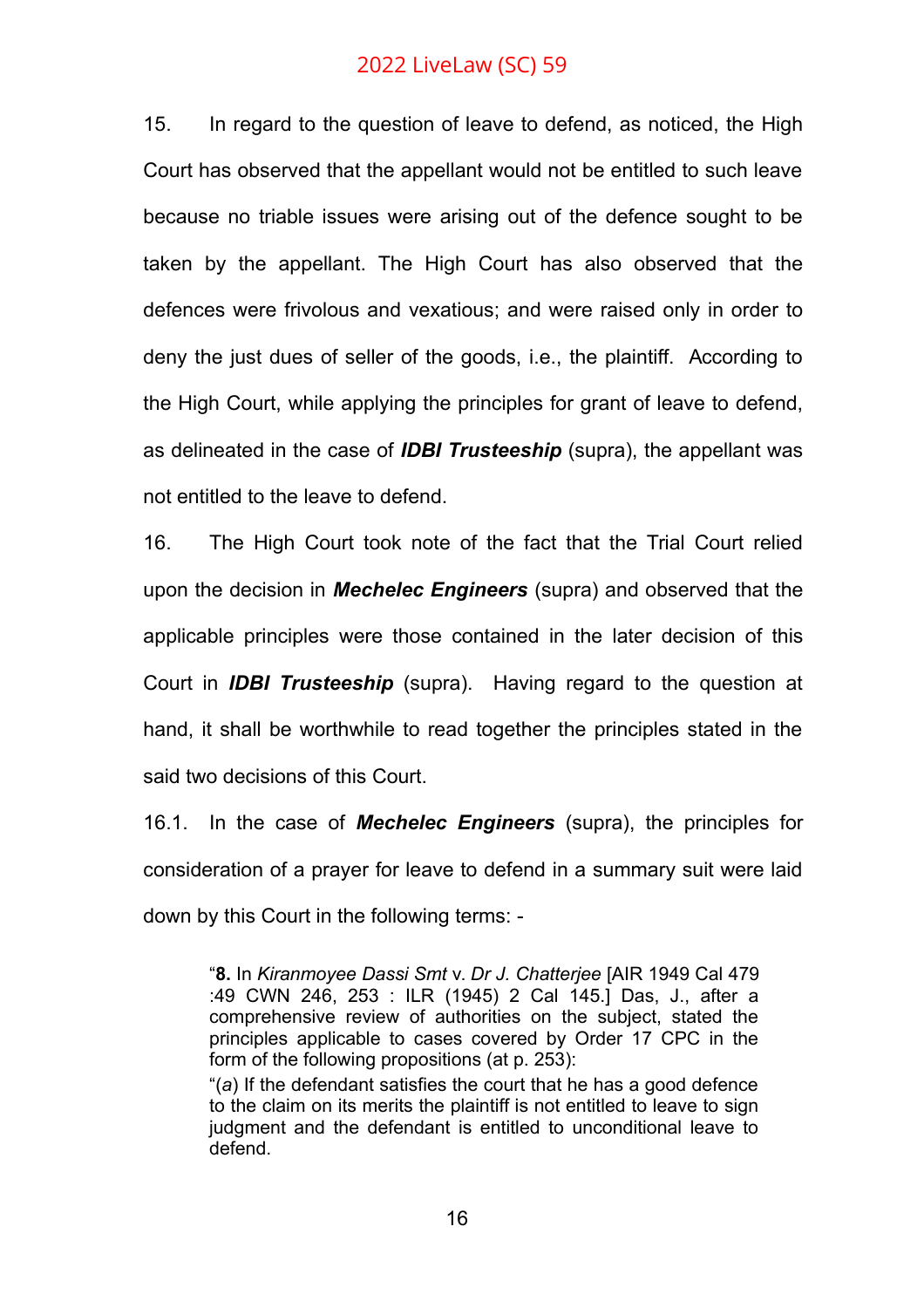15. In regard to the question of leave to defend, as noticed, the High Court has observed that the appellant would not be entitled to such leave because no triable issues were arising out of the defence sought to be taken by the appellant. The High Court has also observed that the defences were frivolous and vexatious; and were raised only in order to deny the just dues of seller of the goods, i.e., the plaintiff. According to the High Court, while applying the principles for grant of leave to defend, as delineated in the case of ***IDBI Trusteeship*** (supra), the appellant was not entitled to the leave to defend.

16. The High Court took note of the fact that the Trial Court relied upon the decision in ***Mechelec Engineers*** (supra) and observed that the applicable principles were those contained in the later decision of this Court in ***IDBI Trusteeship*** (supra). Having regard to the question at hand, it shall be worthwhile to read together the principles stated in the said two decisions of this Court.

16.1. In the case of ***Mechelec Engineers*** (supra), the principles for consideration of a prayer for leave to defend in a summary suit were laid down by this Court in the following terms: -

> "**8.** In *Kiranmoyee Dassi Smt* v. *Dr J. Chatterjee* [AIR 1949 Cal 479 :49 CWN 246, 253 : ILR (1945) 2 Cal 145.] Das, J., after a comprehensive review of authorities on the subject, stated the principles applicable to cases covered by Order 17 CPC in the form of the following propositions (at p. 253):
>
> "(*a*) If the defendant satisfies the court that he has a good defence to the claim on its merits the plaintiff is not entitled to leave to sign judgment and the defendant is entitled to unconditional leave to defend.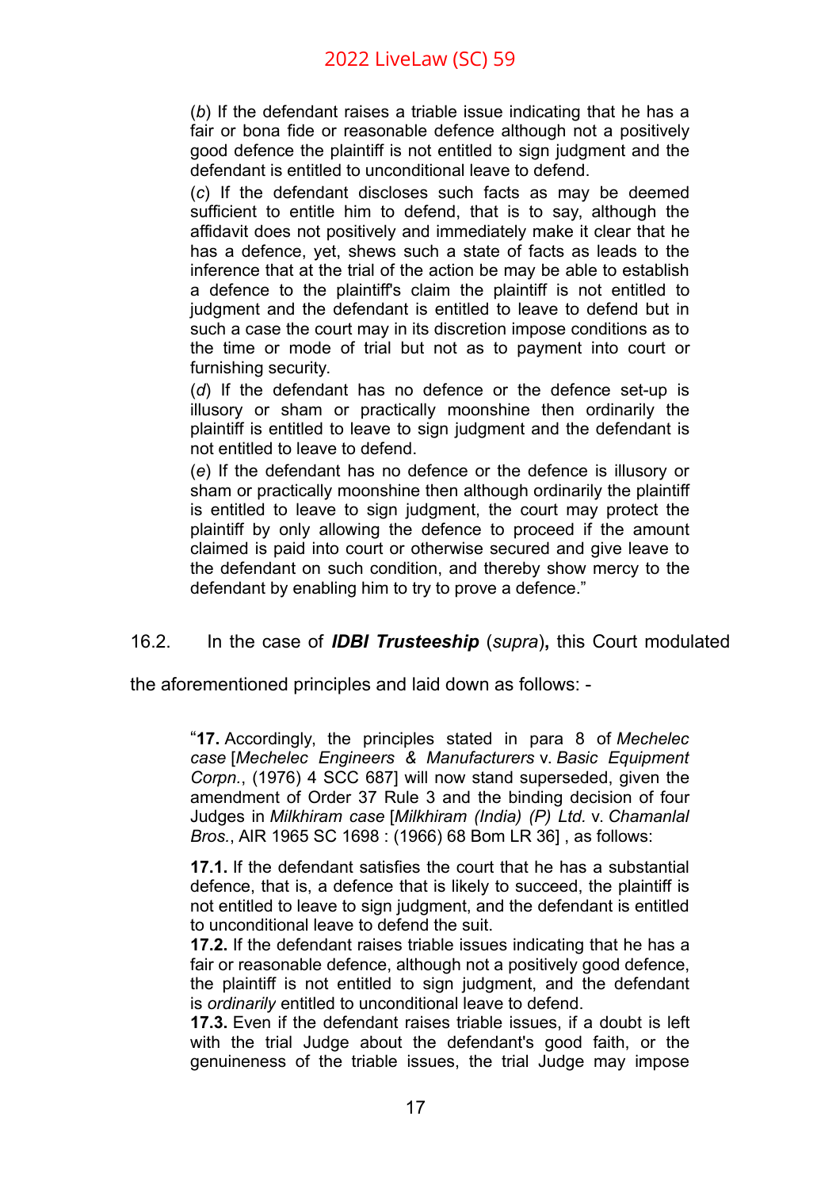(*b*) If the defendant raises a triable issue indicating that he has a fair or bona fide or reasonable defence although not a positively good defence the plaintiff is not entitled to sign judgment and the defendant is entitled to unconditional leave to defend.

(*c*) If the defendant discloses such facts as may be deemed sufficient to entitle him to defend, that is to say, although the affidavit does not positively and immediately make it clear that he has a defence, yet, shews such a state of facts as leads to the inference that at the trial of the action be may be able to establish a defence to the plaintiff's claim the plaintiff is not entitled to judgment and the defendant is entitled to leave to defend but in such a case the court may in its discretion impose conditions as to the time or mode of trial but not as to payment into court or furnishing security.

(*d*) If the defendant has no defence or the defence set-up is illusory or sham or practically moonshine then ordinarily the plaintiff is entitled to leave to sign judgment and the defendant is not entitled to leave to defend.

(*e*) If the defendant has no defence or the defence is illusory or sham or practically moonshine then although ordinarily the plaintiff is entitled to leave to sign judgment, the court may protect the plaintiff by only allowing the defence to proceed if the amount claimed is paid into court or otherwise secured and give leave to the defendant on such condition, and thereby show mercy to the defendant by enabling him to try to prove a defence."

16.2. In the case of ***IDBI Trusteeship*** (*supra*)**,** this Court modulated the aforementioned principles and laid down as follows: -

"**17.** Accordingly, the principles stated in para 8 of *Mechelec case* [*Mechelec Engineers & Manufacturers* v. *Basic Equipment Corpn.*, (1976) 4 SCC 687] will now stand superseded, given the amendment of Order 37 Rule 3 and the binding decision of four Judges in *Milkhiram case* [*Milkhiram (India) (P) Ltd.* v. *Chamanlal Bros.*, AIR 1965 SC 1698 : (1966) 68 Bom LR 36] , as follows:

**17.1.** If the defendant satisfies the court that he has a substantial defence, that is, a defence that is likely to succeed, the plaintiff is not entitled to leave to sign judgment, and the defendant is entitled to unconditional leave to defend the suit.

**17.2.** If the defendant raises triable issues indicating that he has a fair or reasonable defence, although not a positively good defence, the plaintiff is not entitled to sign judgment, and the defendant is *ordinarily* entitled to unconditional leave to defend.

**17.3.** Even if the defendant raises triable issues, if a doubt is left with the trial Judge about the defendant's good faith, or the genuineness of the triable issues, the trial Judge may impose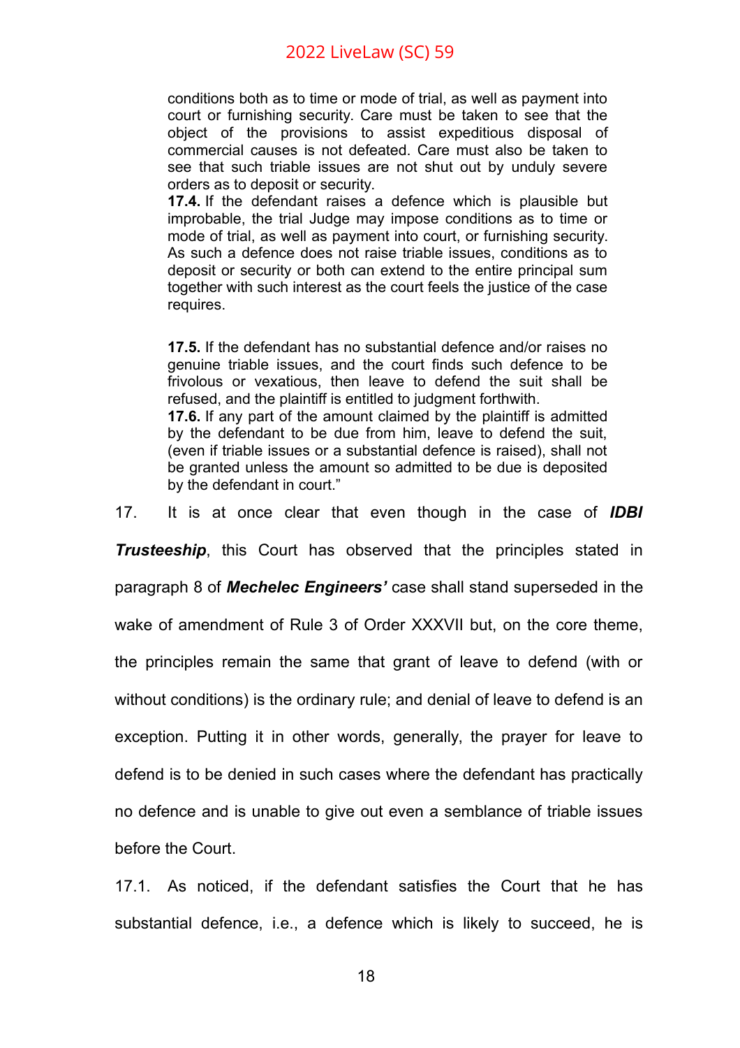> conditions both as to time or mode of trial, as well as payment into court or furnishing security. Care must be taken to see that the object of the provisions to assist expeditious disposal of commercial causes is not defeated. Care must also be taken to see that such triable issues are not shut out by unduly severe orders as to deposit or security.
>
> **17.4.** If the defendant raises a defence which is plausible but improbable, the trial Judge may impose conditions as to time or mode of trial, as well as payment into court, or furnishing security. As such a defence does not raise triable issues, conditions as to deposit or security or both can extend to the entire principal sum together with such interest as the court feels the justice of the case requires.
>
> **17.5.** If the defendant has no substantial defence and/or raises no genuine triable issues, and the court finds such defence to be frivolous or vexatious, then leave to defend the suit shall be refused, and the plaintiff is entitled to judgment forthwith.
>
> **17.6.** If any part of the amount claimed by the plaintiff is admitted by the defendant to be due from him, leave to defend the suit, (even if triable issues or a substantial defence is raised), shall not be granted unless the amount so admitted to be due is deposited by the defendant in court."

17. It is at once clear that even though in the case of ***IDBI Trusteeship***, this Court has observed that the principles stated in paragraph 8 of ***Mechelec Engineers'*** case shall stand superseded in the wake of amendment of Rule 3 of Order XXXVII but, on the core theme, the principles remain the same that grant of leave to defend (with or without conditions) is the ordinary rule; and denial of leave to defend is an exception. Putting it in other words, generally, the prayer for leave to defend is to be denied in such cases where the defendant has practically no defence and is unable to give out even a semblance of triable issues before the Court.

17.1. As noticed, if the defendant satisfies the Court that he has substantial defence, i.e., a defence which is likely to succeed, he is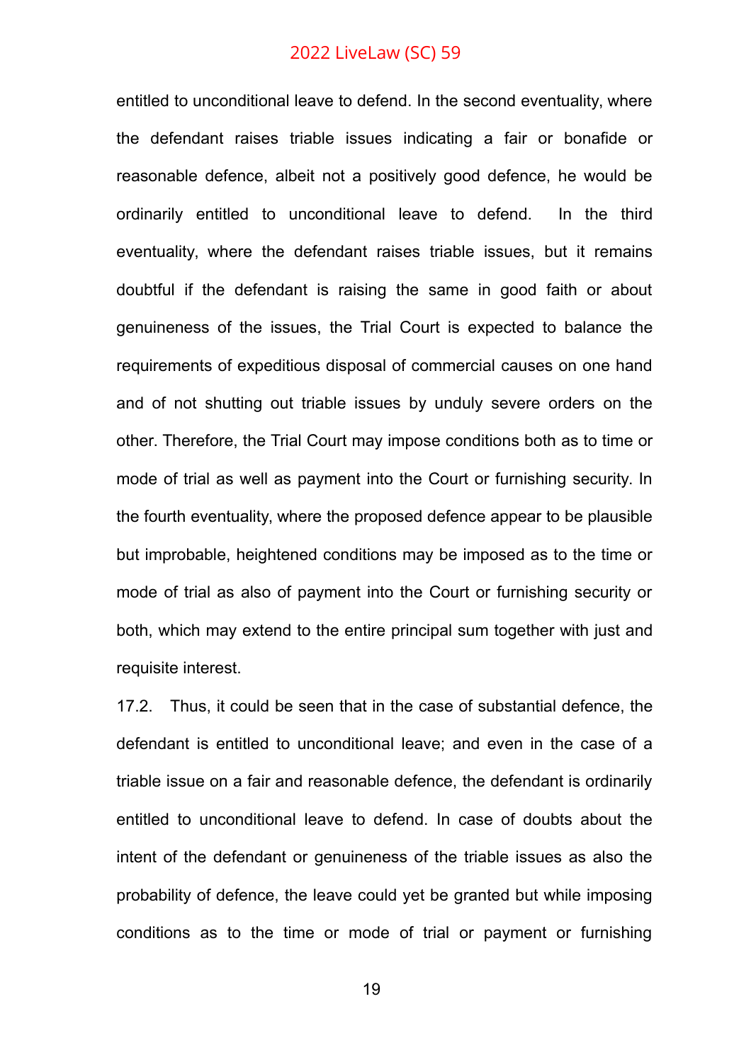entitled to unconditional leave to defend. In the second eventuality, where the defendant raises triable issues indicating a fair or bonafide or reasonable defence, albeit not a positively good defence, he would be ordinarily entitled to unconditional leave to defend. In the third eventuality, where the defendant raises triable issues, but it remains doubtful if the defendant is raising the same in good faith or about genuineness of the issues, the Trial Court is expected to balance the requirements of expeditious disposal of commercial causes on one hand and of not shutting out triable issues by unduly severe orders on the other. Therefore, the Trial Court may impose conditions both as to time or mode of trial as well as payment into the Court or furnishing security. In the fourth eventuality, where the proposed defence appear to be plausible but improbable, heightened conditions may be imposed as to the time or mode of trial as also of payment into the Court or furnishing security or both, which may extend to the entire principal sum together with just and requisite interest.

17.2. Thus, it could be seen that in the case of substantial defence, the defendant is entitled to unconditional leave; and even in the case of a triable issue on a fair and reasonable defence, the defendant is ordinarily entitled to unconditional leave to defend. In case of doubts about the intent of the defendant or genuineness of the triable issues as also the probability of defence, the leave could yet be granted but while imposing conditions as to the time or mode of trial or payment or furnishing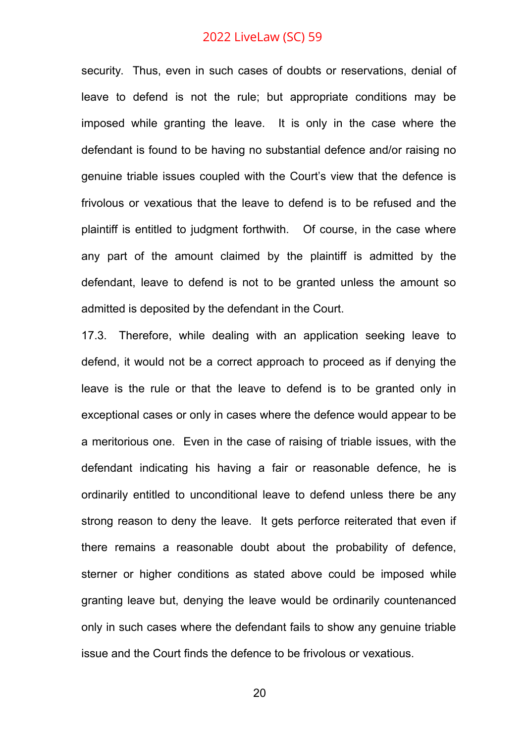security. Thus, even in such cases of doubts or reservations, denial of leave to defend is not the rule; but appropriate conditions may be imposed while granting the leave. It is only in the case where the defendant is found to be having no substantial defence and/or raising no genuine triable issues coupled with the Court's view that the defence is frivolous or vexatious that the leave to defend is to be refused and the plaintiff is entitled to judgment forthwith. Of course, in the case where any part of the amount claimed by the plaintiff is admitted by the defendant, leave to defend is not to be granted unless the amount so admitted is deposited by the defendant in the Court.

17.3. Therefore, while dealing with an application seeking leave to defend, it would not be a correct approach to proceed as if denying the leave is the rule or that the leave to defend is to be granted only in exceptional cases or only in cases where the defence would appear to be a meritorious one. Even in the case of raising of triable issues, with the defendant indicating his having a fair or reasonable defence, he is ordinarily entitled to unconditional leave to defend unless there be any strong reason to deny the leave. It gets perforce reiterated that even if there remains a reasonable doubt about the probability of defence, sterner or higher conditions as stated above could be imposed while granting leave but, denying the leave would be ordinarily countenanced only in such cases where the defendant fails to show any genuine triable issue and the Court finds the defence to be frivolous or vexatious.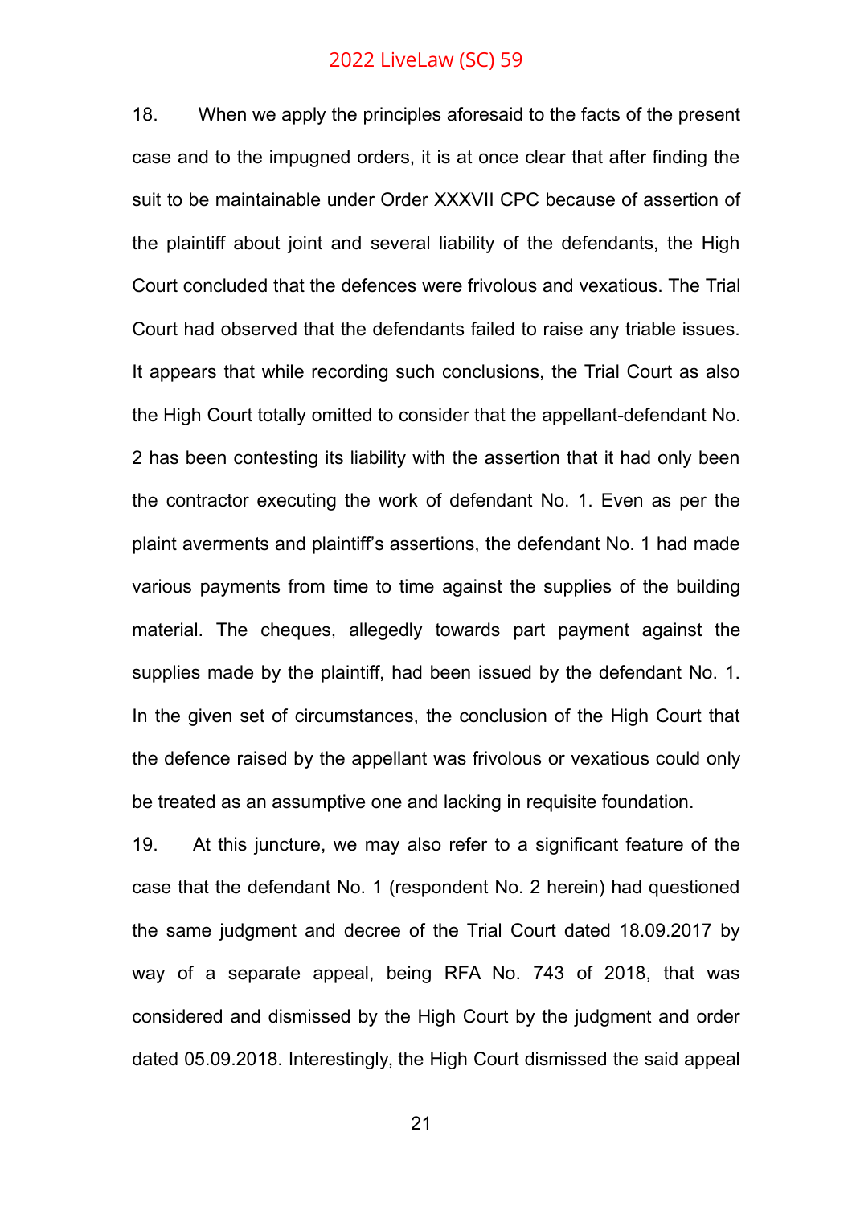18. When we apply the principles aforesaid to the facts of the present case and to the impugned orders, it is at once clear that after finding the suit to be maintainable under Order XXXVII CPC because of assertion of the plaintiff about joint and several liability of the defendants, the High Court concluded that the defences were frivolous and vexatious. The Trial Court had observed that the defendants failed to raise any triable issues. It appears that while recording such conclusions, the Trial Court as also the High Court totally omitted to consider that the appellant-defendant No. 2 has been contesting its liability with the assertion that it had only been the contractor executing the work of defendant No. 1. Even as per the plaint averments and plaintiff's assertions, the defendant No. 1 had made various payments from time to time against the supplies of the building material. The cheques, allegedly towards part payment against the supplies made by the plaintiff, had been issued by the defendant No. 1. In the given set of circumstances, the conclusion of the High Court that the defence raised by the appellant was frivolous or vexatious could only be treated as an assumptive one and lacking in requisite foundation.

19. At this juncture, we may also refer to a significant feature of the case that the defendant No. 1 (respondent No. 2 herein) had questioned the same judgment and decree of the Trial Court dated 18.09.2017 by way of a separate appeal, being RFA No. 743 of 2018, that was considered and dismissed by the High Court by the judgment and order dated 05.09.2018. Interestingly, the High Court dismissed the said appeal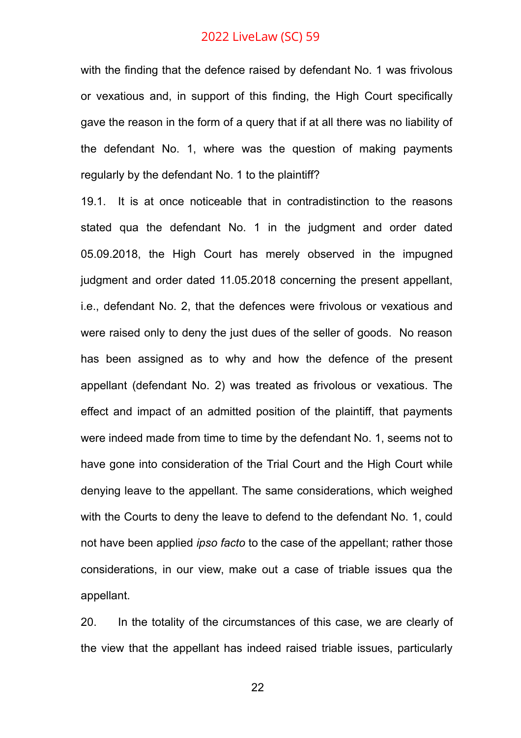with the finding that the defence raised by defendant No. 1 was frivolous or vexatious and, in support of this finding, the High Court specifically gave the reason in the form of a query that if at all there was no liability of the defendant No. 1, where was the question of making payments regularly by the defendant No. 1 to the plaintiff?

19.1. It is at once noticeable that in contradistinction to the reasons stated qua the defendant No. 1 in the judgment and order dated 05.09.2018, the High Court has merely observed in the impugned judgment and order dated 11.05.2018 concerning the present appellant, i.e., defendant No. 2, that the defences were frivolous or vexatious and were raised only to deny the just dues of the seller of goods. No reason has been assigned as to why and how the defence of the present appellant (defendant No. 2) was treated as frivolous or vexatious. The effect and impact of an admitted position of the plaintiff, that payments were indeed made from time to time by the defendant No. 1, seems not to have gone into consideration of the Trial Court and the High Court while denying leave to the appellant. The same considerations, which weighed with the Courts to deny the leave to defend to the defendant No. 1, could not have been applied *ipso facto* to the case of the appellant; rather those considerations, in our view, make out a case of triable issues qua the appellant.

20. In the totality of the circumstances of this case, we are clearly of the view that the appellant has indeed raised triable issues, particularly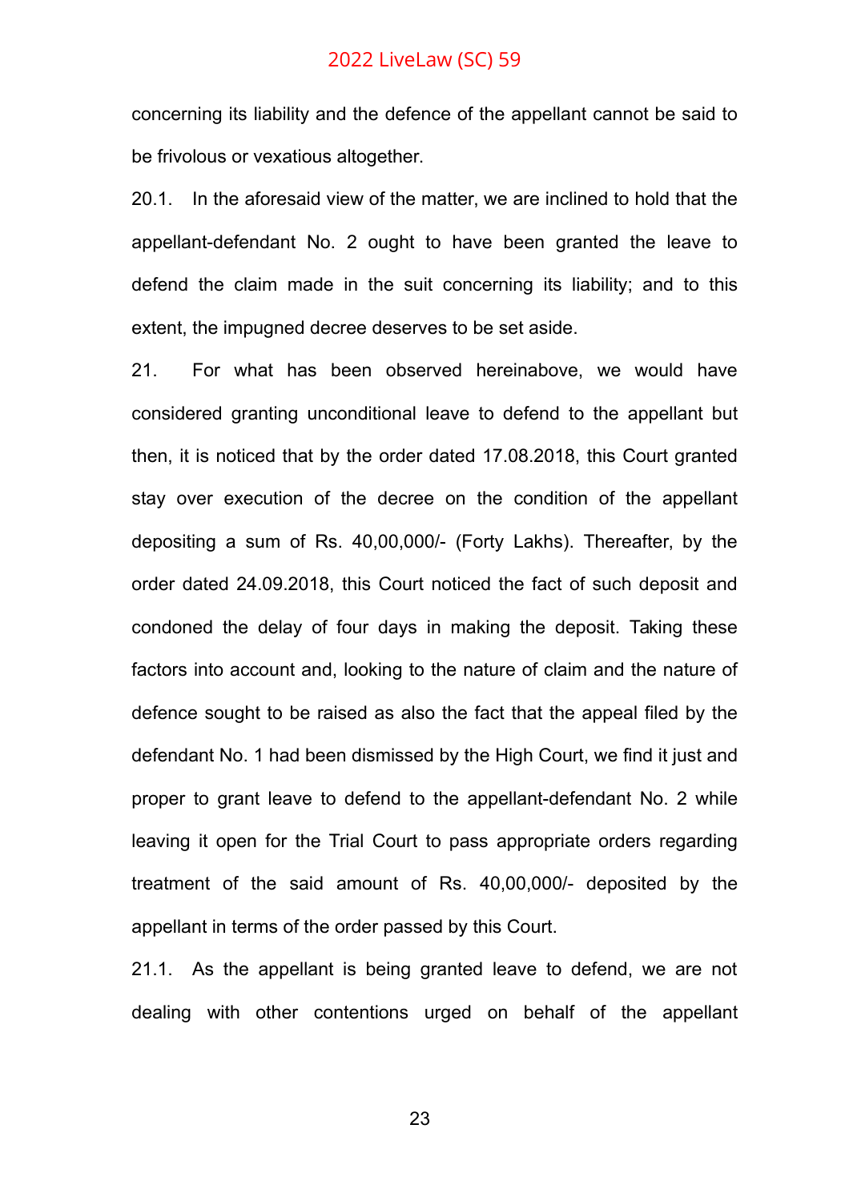concerning its liability and the defence of the appellant cannot be said to be frivolous or vexatious altogether.

20.1. In the aforesaid view of the matter, we are inclined to hold that the appellant-defendant No. 2 ought to have been granted the leave to defend the claim made in the suit concerning its liability; and to this extent, the impugned decree deserves to be set aside.

21. For what has been observed hereinabove, we would have considered granting unconditional leave to defend to the appellant but then, it is noticed that by the order dated 17.08.2018, this Court granted stay over execution of the decree on the condition of the appellant depositing a sum of Rs. 40,00,000/- (Forty Lakhs). Thereafter, by the order dated 24.09.2018, this Court noticed the fact of such deposit and condoned the delay of four days in making the deposit. Taking these factors into account and, looking to the nature of claim and the nature of defence sought to be raised as also the fact that the appeal filed by the defendant No. 1 had been dismissed by the High Court, we find it just and proper to grant leave to defend to the appellant-defendant No. 2 while leaving it open for the Trial Court to pass appropriate orders regarding treatment of the said amount of Rs. 40,00,000/- deposited by the appellant in terms of the order passed by this Court.

21.1. As the appellant is being granted leave to defend, we are not dealing with other contentions urged on behalf of the appellant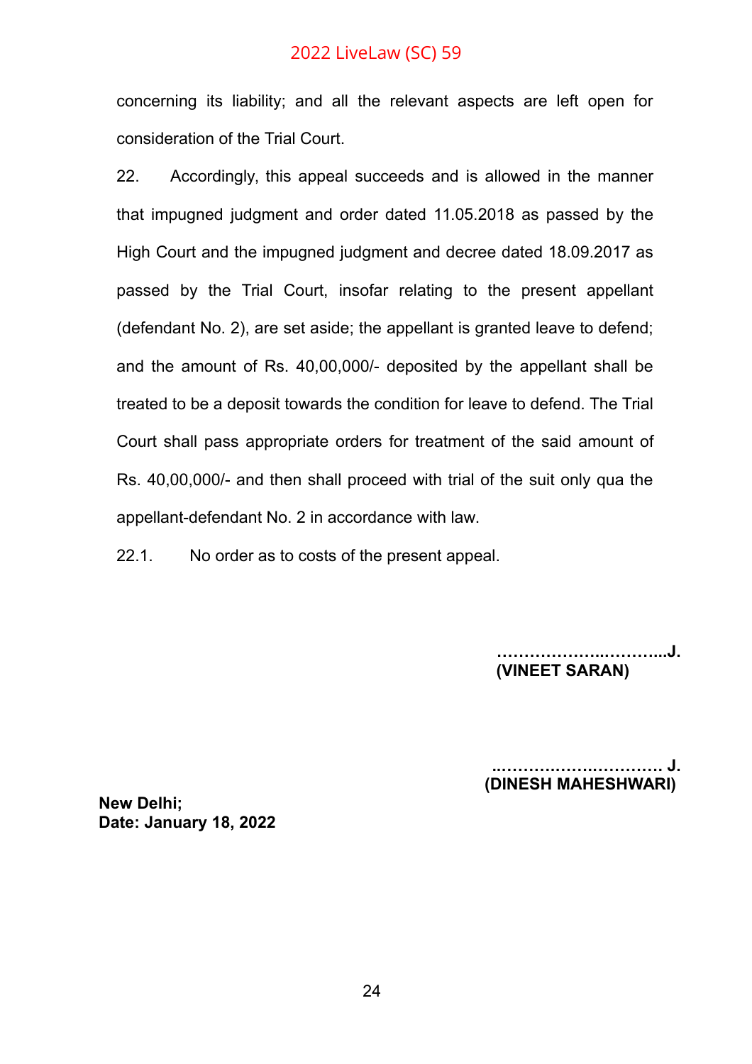concerning its liability; and all the relevant aspects are left open for consideration of the Trial Court.

22. Accordingly, this appeal succeeds and is allowed in the manner that impugned judgment and order dated 11.05.2018 as passed by the High Court and the impugned judgment and decree dated 18.09.2017 as passed by the Trial Court, insofar relating to the present appellant (defendant No. 2), are set aside; the appellant is granted leave to defend; and the amount of Rs. 40,00,000/- deposited by the appellant shall be treated to be a deposit towards the condition for leave to defend. The Trial Court shall pass appropriate orders for treatment of the said amount of Rs. 40,00,000/- and then shall proceed with trial of the suit only qua the appellant-defendant No. 2 in accordance with law.

22.1. No order as to costs of the present appeal.

**……………….………...J.**
**(VINEET SARAN)**

**..…………….…………. J.**
**(DINESH MAHESHWARI)**

**New Delhi;**
**Date: January 18, 2022**